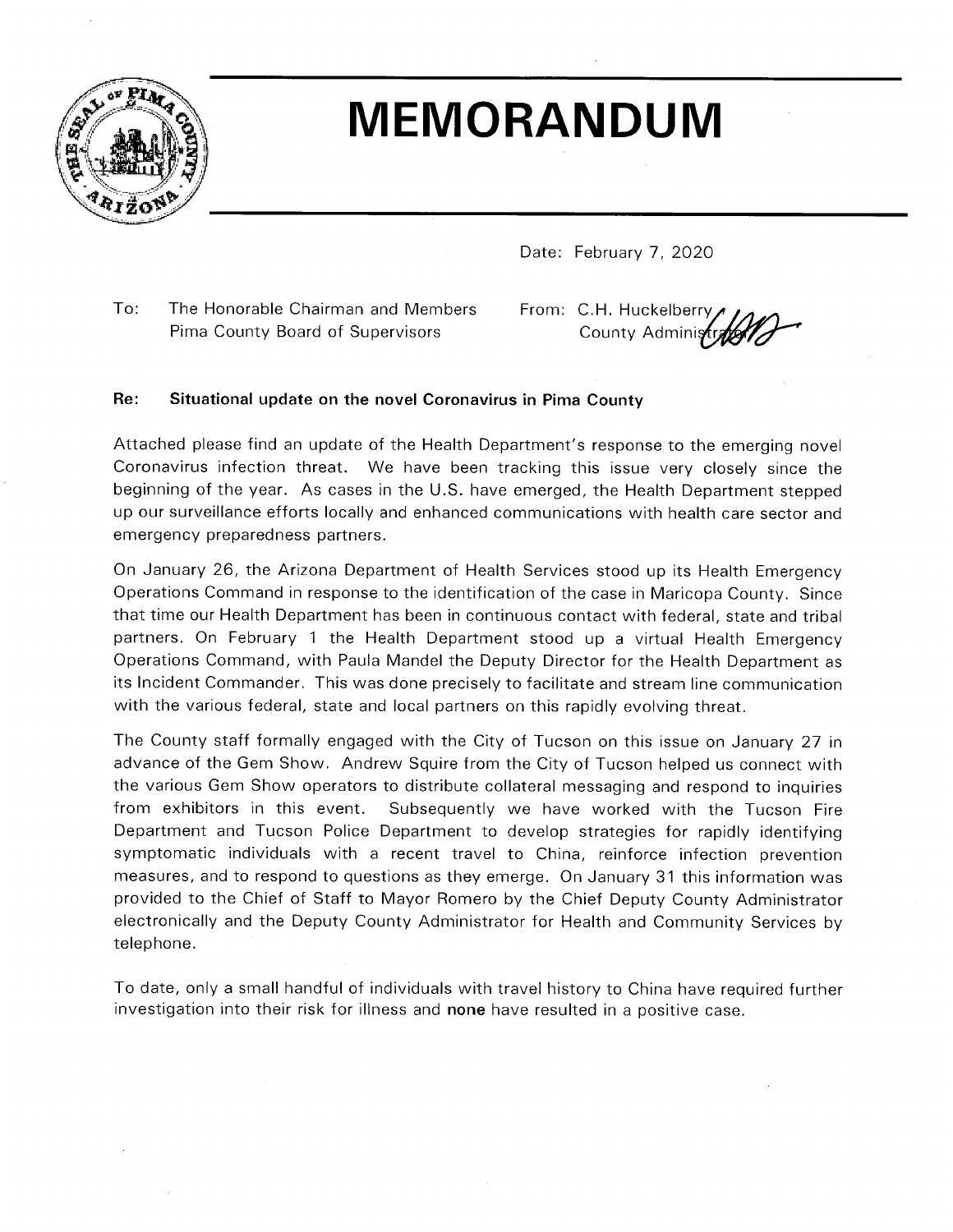# MEMORANDUM

Date: February 7, 2020

To: The Honorable Chairman and Members
Pima County Board of Supervisors

From: C.H. Huckelberry
County Administrator

**Re: Situational update on the novel Coronavirus in Pima County**

Attached please find an update of the Health Department's response to the emerging novel Coronavirus infection threat. We have been tracking this issue very closely since the beginning of the year. As cases in the U.S. have emerged, the Health Department stepped up our surveillance efforts locally and enhanced communications with health care sector and emergency preparedness partners.

On January 26, the Arizona Department of Health Services stood up its Health Emergency Operations Command in response to the identification of the case in Maricopa County. Since that time our Health Department has been in continuous contact with federal, state and tribal partners. On February 1 the Health Department stood up a virtual Health Emergency Operations Command, with Paula Mandel the Deputy Director for the Health Department as its Incident Commander. This was done precisely to facilitate and stream line communication with the various federal, state and local partners on this rapidly evolving threat.

The County staff formally engaged with the City of Tucson on this issue on January 27 in advance of the Gem Show. Andrew Squire from the City of Tucson helped us connect with the various Gem Show operators to distribute collateral messaging and respond to inquiries from exhibitors in this event. Subsequently we have worked with the Tucson Fire Department and Tucson Police Department to develop strategies for rapidly identifying symptomatic individuals with a recent travel to China, reinforce infection prevention measures, and to respond to questions as they emerge. On January 31 this information was provided to the Chief of Staff to Mayor Romero by the Chief Deputy County Administrator electronically and the Deputy County Administrator for Health and Community Services by telephone.

To date, only a small handful of individuals with travel history to China have required further investigation into their risk for illness and **none** have resulted in a positive case.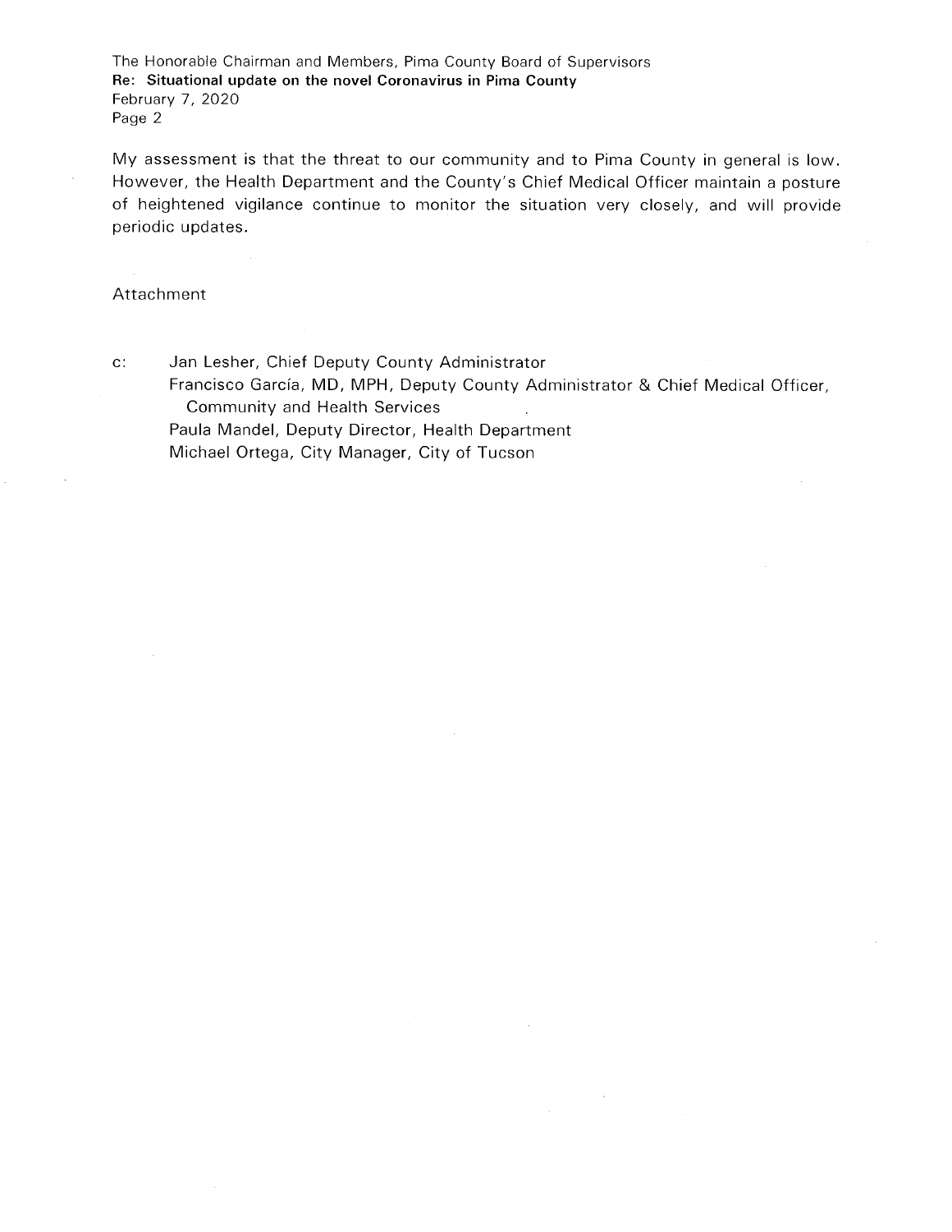My assessment is that the threat to our community and to Pima County in general is low. However, the Health Department and the County's Chief Medical Officer maintain a posture of heightened vigilance continue to monitor the situation very closely, and will provide periodic updates.

Attachment

c: Jan Lesher, Chief Deputy County Administrator
Francisco García, MD, MPH, Deputy County Administrator & Chief Medical Officer, Community and Health Services
Paula Mandel, Deputy Director, Health Department
Michael Ortega, City Manager, City of Tucson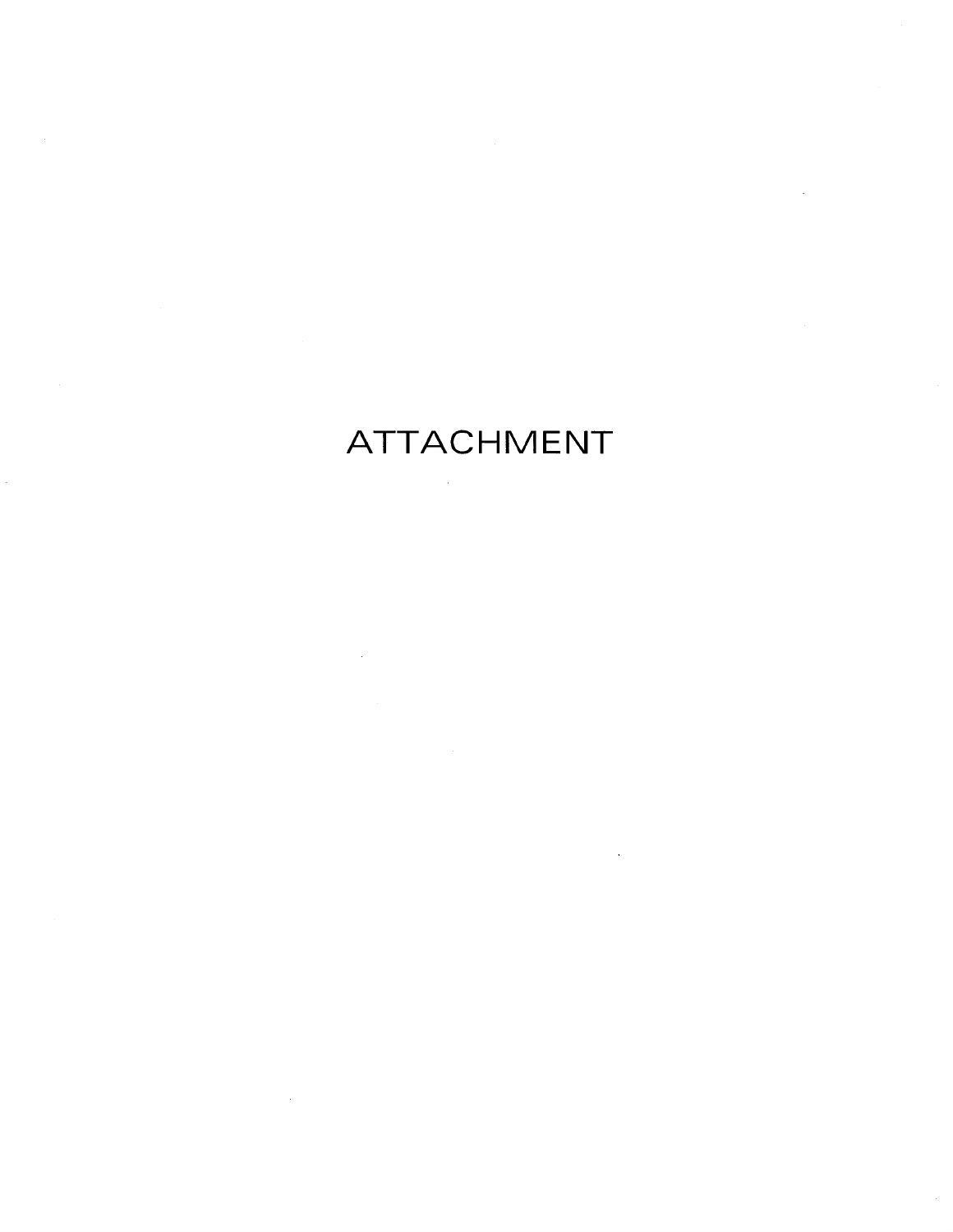# ATTACHMENT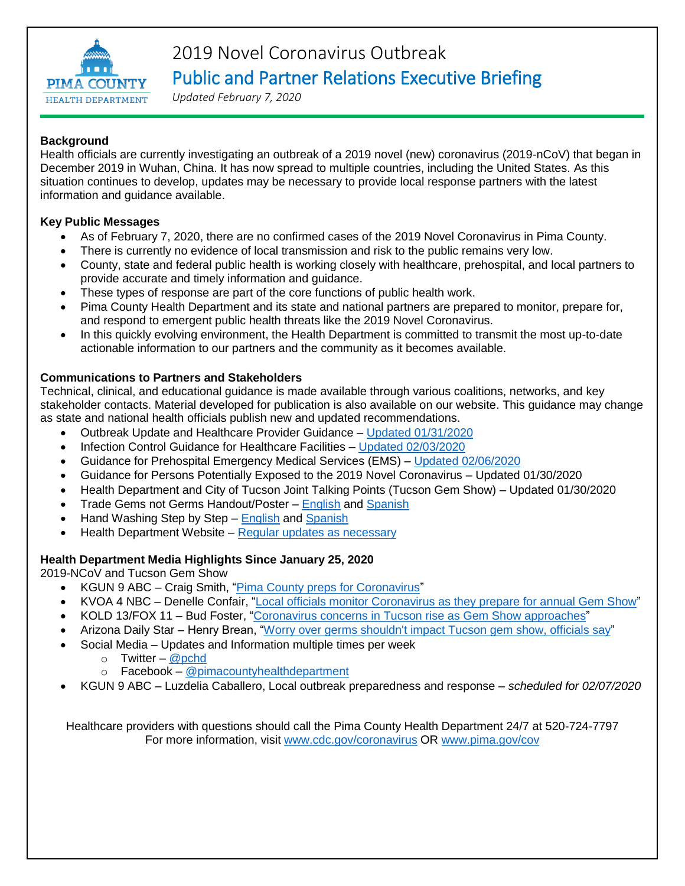PIMA COUNTY HEALTH DEPARTMENT

# 2019 Novel Coronavirus Outbreak

## Public and Partner Relations Executive Briefing

*Updated February 7, 2020*

**Background**

Health officials are currently investigating an outbreak of a 2019 novel (new) coronavirus (2019-nCoV) that began in December 2019 in Wuhan, China. It has now spread to multiple countries, including the United States. As this situation continues to develop, updates may be necessary to provide local response partners with the latest information and guidance available.

**Key Public Messages**

- As of February 7, 2020, there are no confirmed cases of the 2019 Novel Coronavirus in Pima County.
- There is currently no evidence of local transmission and risk to the public remains very low.
- County, state and federal public health is working closely with healthcare, prehospital, and local partners to provide accurate and timely information and guidance.
- These types of response are part of the core functions of public health work.
- Pima County Health Department and its state and national partners are prepared to monitor, prepare for, and respond to emergent public health threats like the 2019 Novel Coronavirus.
- In this quickly evolving environment, the Health Department is committed to transmit the most up-to-date actionable information to our partners and the community as it becomes available.

**Communications to Partners and Stakeholders**

Technical, clinical, and educational guidance is made available through various coalitions, networks, and key stakeholder contacts. Material developed for publication is also available on our website. This guidance may change as state and national health officials publish new and updated recommendations.

- Outbreak Update and Healthcare Provider Guidance – Updated 01/31/2020
- Infection Control Guidance for Healthcare Facilities – Updated 02/03/2020
- Guidance for Prehospital Emergency Medical Services (EMS) – Updated 02/06/2020
- Guidance for Persons Potentially Exposed to the 2019 Novel Coronavirus – Updated 01/30/2020
- Health Department and City of Tucson Joint Talking Points (Tucson Gem Show) – Updated 01/30/2020
- Trade Gems not Germs Handout/Poster – English and Spanish
- Hand Washing Step by Step – English and Spanish
- Health Department Website – Regular updates as necessary

**Health Department Media Highlights Since January 25, 2020**

2019-NCoV and Tucson Gem Show

- KGUN 9 ABC – Craig Smith, "Pima County preps for Coronavirus"
- KVOA 4 NBC – Denelle Confair, "Local officials monitor Coronavirus as they prepare for annual Gem Show"
- KOLD 13/FOX 11 – Bud Foster, "Coronavirus concerns in Tucson rise as Gem Show approaches"
- Arizona Daily Star – Henry Brean, "Worry over germs shouldn't impact Tucson gem show, officials say"
- Social Media – Updates and Information multiple times per week
  - Twitter – @pchd
  - Facebook – @pimacountyhealthdepartment
- KGUN 9 ABC – Luzdelia Caballero, Local outbreak preparedness and response – *scheduled for 02/07/2020*

Healthcare providers with questions should call the Pima County Health Department 24/7 at 520-724-7797
For more information, visit www.cdc.gov/coronavirus OR www.pima.gov/cov